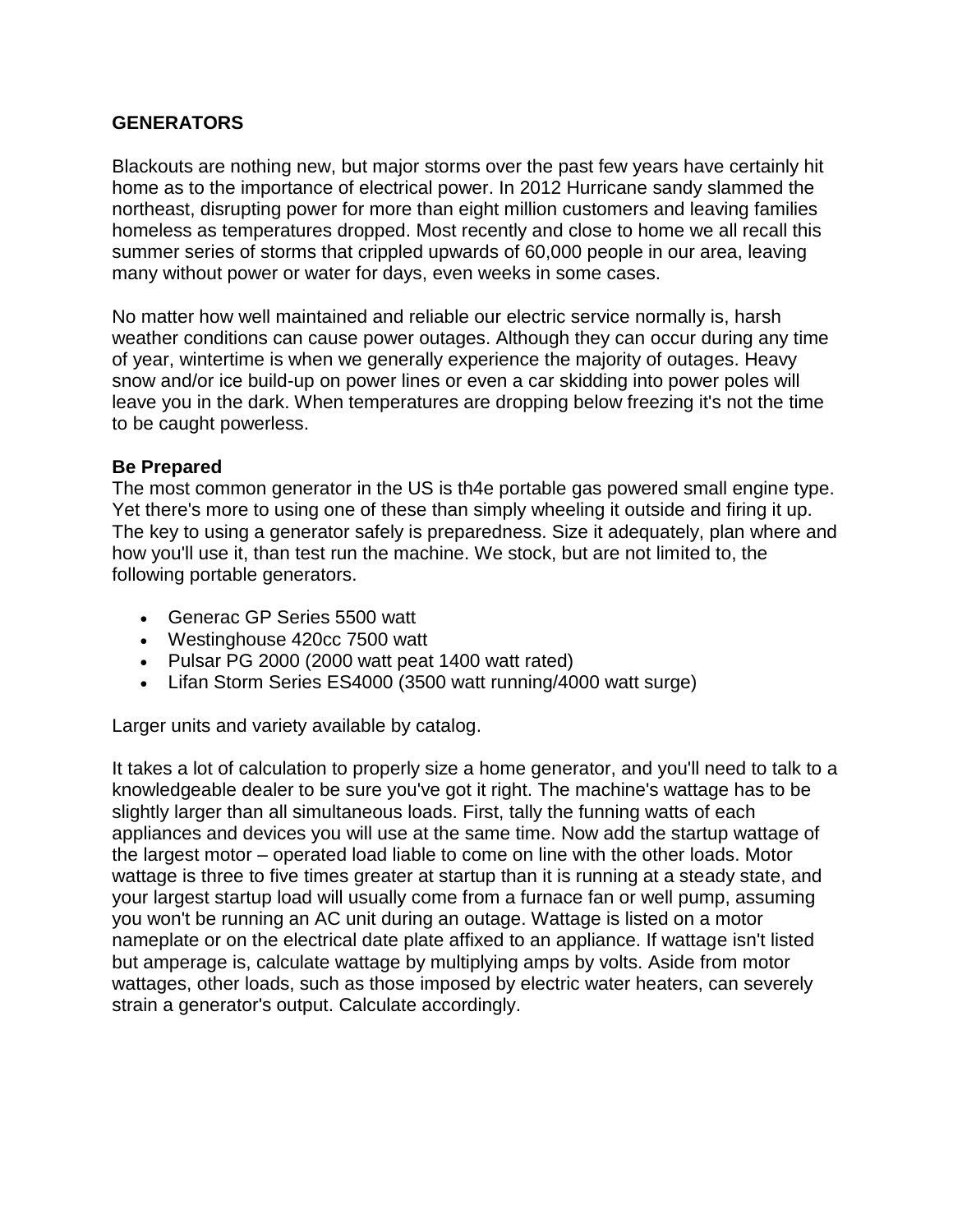**GENERATORS**

Blackouts are nothing new, but major storms over the past few years have certainly hit home as to the importance of electrical power. In 2012 Hurricane sandy slammed the northeast, disrupting power for more than eight million customers and leaving families homeless as temperatures dropped. Most recently and close to home we all recall this summer series of storms that crippled upwards of 60,000 people in our area, leaving many without power or water for days, even weeks in some cases.

No matter how well maintained and reliable our electric service normally is, harsh weather conditions can cause power outages. Although they can occur during any time of year, wintertime is when we generally experience the majority of outages. Heavy snow and/or ice build-up on power lines or even a car skidding into power poles will leave you in the dark. When temperatures are dropping below freezing it's not the time to be caught powerless.

**Be Prepared**

The most common generator in the US is th4e portable gas powered small engine type. Yet there's more to using one of these than simply wheeling it outside and firing it up. The key to using a generator safely is preparedness. Size it adequately, plan where and how you'll use it, than test run the machine. We stock, but are not limited to, the following portable generators.

- Generac GP Series 5500 watt
- Westinghouse 420cc 7500 watt
- Pulsar PG 2000 (2000 watt peat 1400 watt rated)
- Lifan Storm Series ES4000 (3500 watt running/4000 watt surge)

Larger units and variety available by catalog.

It takes a lot of calculation to properly size a home generator, and you'll need to talk to a knowledgeable dealer to be sure you've got it right. The machine's wattage has to be slightly larger than all simultaneous loads. First, tally the funning watts of each appliances and devices you will use at the same time. Now add the startup wattage of the largest motor – operated load liable to come on line with the other loads. Motor wattage is three to five times greater at startup than it is running at a steady state, and your largest startup load will usually come from a furnace fan or well pump, assuming you won't be running an AC unit during an outage. Wattage is listed on a motor nameplate or on the electrical date plate affixed to an appliance. If wattage isn't listed but amperage is, calculate wattage by multiplying amps by volts. Aside from motor wattages, other loads, such as those imposed by electric water heaters, can severely strain a generator's output. Calculate accordingly.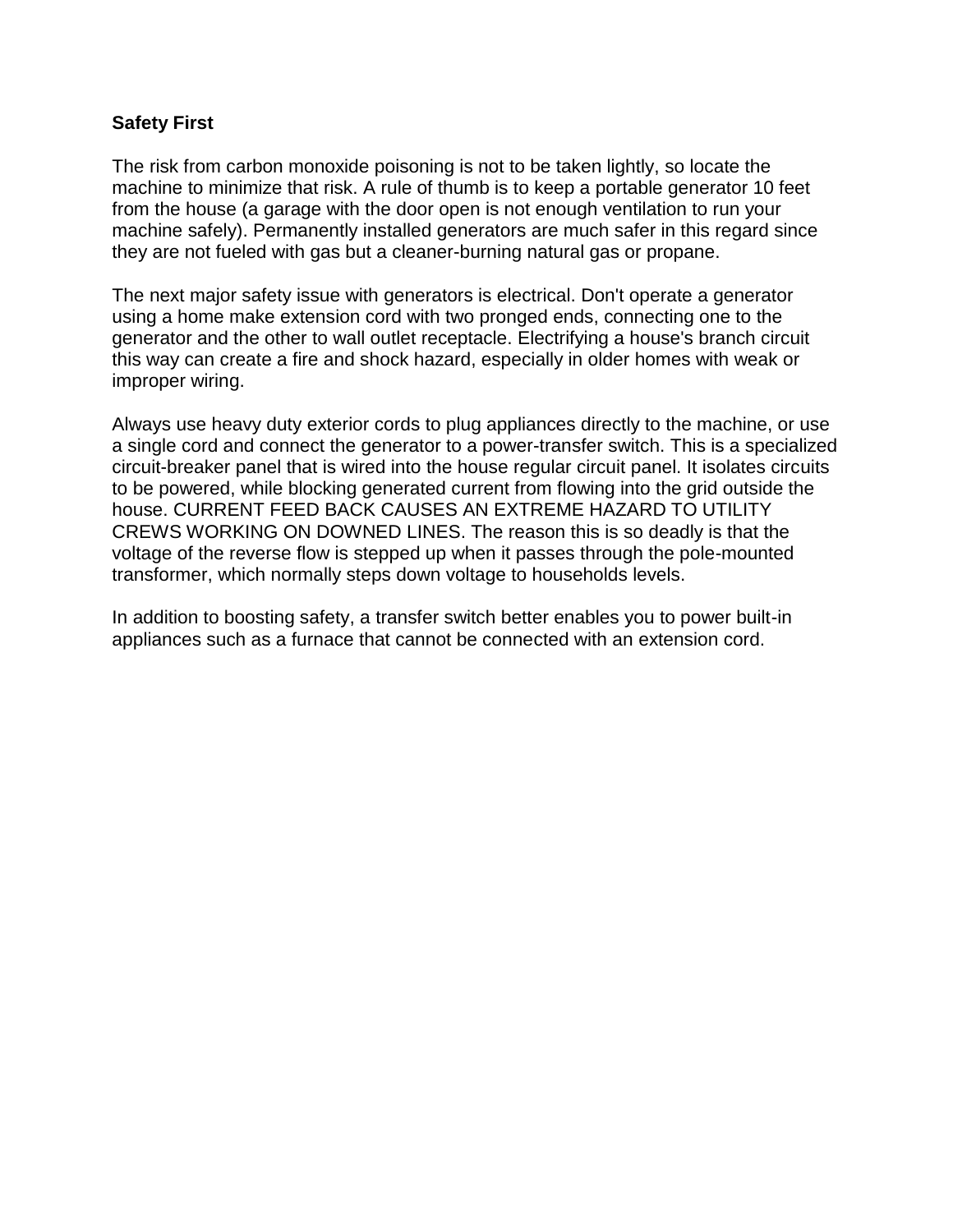**Safety First**

The risk from carbon monoxide poisoning is not to be taken lightly, so locate the machine to minimize that risk. A rule of thumb is to keep a portable generator 10 feet from the house (a garage with the door open is not enough ventilation to run your machine safely). Permanently installed generators are much safer in this regard since they are not fueled with gas but a cleaner-burning natural gas or propane.

The next major safety issue with generators is electrical. Don't operate a generator using a home make extension cord with two pronged ends, connecting one to the generator and the other to wall outlet receptacle. Electrifying a house's branch circuit this way can create a fire and shock hazard, especially in older homes with weak or improper wiring.

Always use heavy duty exterior cords to plug appliances directly to the machine, or use a single cord and connect the generator to a power-transfer switch. This is a specialized circuit-breaker panel that is wired into the house regular circuit panel. It isolates circuits to be powered, while blocking generated current from flowing into the grid outside the house. CURRENT FEED BACK CAUSES AN EXTREME HAZARD TO UTILITY CREWS WORKING ON DOWNED LINES. The reason this is so deadly is that the voltage of the reverse flow is stepped up when it passes through the pole-mounted transformer, which normally steps down voltage to households levels.

In addition to boosting safety, a transfer switch better enables you to power built-in appliances such as a furnace that cannot be connected with an extension cord.